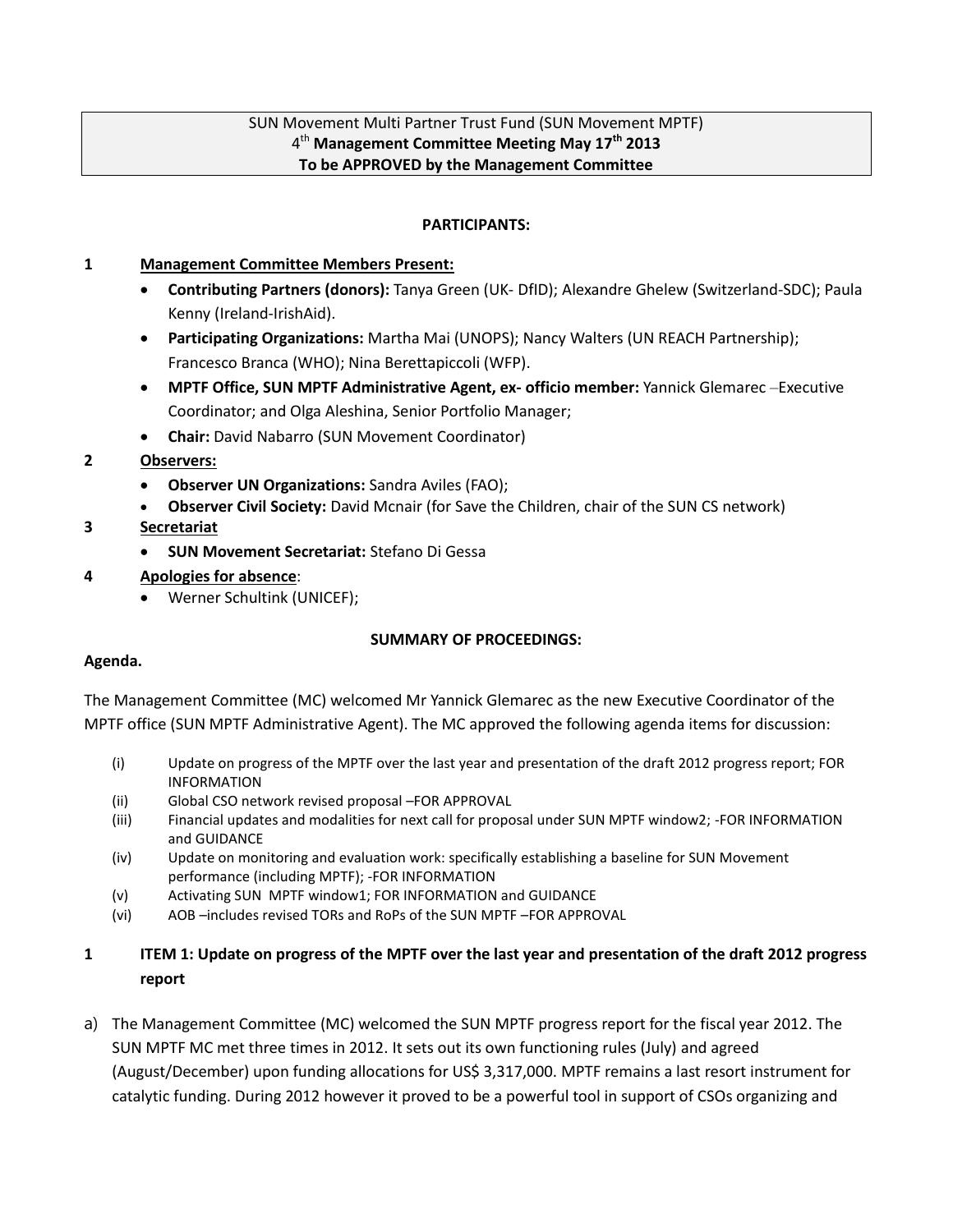SUN Movement Multi Partner Trust Fund (SUN Movement MPTF)
**4th Management Committee Meeting May 17th 2013**
**To be APPROVED by the Management Committee**

**PARTICIPANTS:**

**1 Management Committee Members Present:**

- **Contributing Partners (donors):** Tanya Green (UK- DfID); Alexandre Ghelew (Switzerland-SDC); Paula Kenny (Ireland-IrishAid).
- **Participating Organizations:** Martha Mai (UNOPS); Nancy Walters (UN REACH Partnership); Francesco Branca (WHO); Nina Berettapiccoli (WFP).
- **MPTF Office, SUN MPTF Administrative Agent, ex- officio member:** Yannick Glemarec –Executive Coordinator; and Olga Aleshina, Senior Portfolio Manager;
- **Chair:** David Nabarro (SUN Movement Coordinator)

**2 Observers:**

- **Observer UN Organizations:** Sandra Aviles (FAO);
- **Observer Civil Society:** David Mcnair (for Save the Children, chair of the SUN CS network)

**3 Secretariat**

- **SUN Movement Secretariat:** Stefano Di Gessa

**4 Apologies for absence:**

- Werner Schultink (UNICEF);

**SUMMARY OF PROCEEDINGS:**

**Agenda.**

The Management Committee (MC) welcomed Mr Yannick Glemarec as the new Executive Coordinator of the MPTF office (SUN MPTF Administrative Agent). The MC approved the following agenda items for discussion:

(i) Update on progress of the MPTF over the last year and presentation of the draft 2012 progress report; FOR INFORMATION
(ii) Global CSO network revised proposal –FOR APPROVAL
(iii) Financial updates and modalities for next call for proposal under SUN MPTF window2; -FOR INFORMATION and GUIDANCE
(iv) Update on monitoring and evaluation work: specifically establishing a baseline for SUN Movement performance (including MPTF); -FOR INFORMATION
(v) Activating SUN MPTF window1; FOR INFORMATION and GUIDANCE
(vi) AOB –includes revised TORs and RoPs of the SUN MPTF –FOR APPROVAL

## 1 ITEM 1: Update on progress of the MPTF over the last year and presentation of the draft 2012 progress report

a) The Management Committee (MC) welcomed the SUN MPTF progress report for the fiscal year 2012. The SUN MPTF MC met three times in 2012. It sets out its own functioning rules (July) and agreed (August/December) upon funding allocations for US$ 3,317,000. MPTF remains a last resort instrument for catalytic funding. During 2012 however it proved to be a powerful tool in support of CSOs organizing and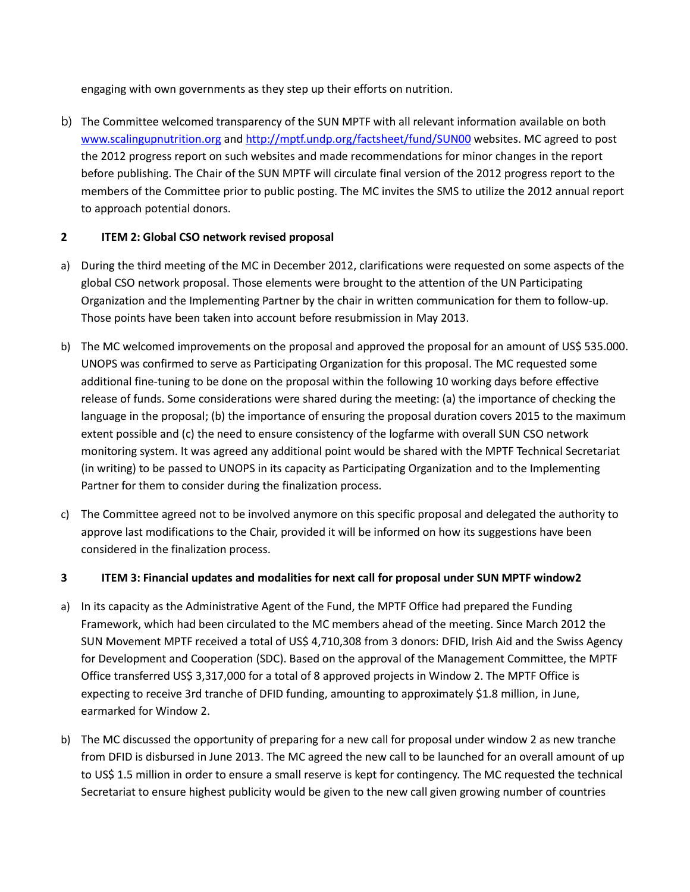engaging with own governments as they step up their efforts on nutrition.

b) The Committee welcomed transparency of the SUN MPTF with all relevant information available on both www.scalingupnutrition.org and http://mptf.undp.org/factsheet/fund/SUN00 websites. MC agreed to post the 2012 progress report on such websites and made recommendations for minor changes in the report before publishing. The Chair of the SUN MPTF will circulate final version of the 2012 progress report to the members of the Committee prior to public posting. The MC invites the SMS to utilize the 2012 annual report to approach potential donors.

## 2 ITEM 2: Global CSO network revised proposal

a) During the third meeting of the MC in December 2012, clarifications were requested on some aspects of the global CSO network proposal. Those elements were brought to the attention of the UN Participating Organization and the Implementing Partner by the chair in written communication for them to follow-up. Those points have been taken into account before resubmission in May 2013.

b) The MC welcomed improvements on the proposal and approved the proposal for an amount of US$ 535.000. UNOPS was confirmed to serve as Participating Organization for this proposal. The MC requested some additional fine-tuning to be done on the proposal within the following 10 working days before effective release of funds. Some considerations were shared during the meeting: (a) the importance of checking the language in the proposal; (b) the importance of ensuring the proposal duration covers 2015 to the maximum extent possible and (c) the need to ensure consistency of the logfarme with overall SUN CSO network monitoring system. It was agreed any additional point would be shared with the MPTF Technical Secretariat (in writing) to be passed to UNOPS in its capacity as Participating Organization and to the Implementing Partner for them to consider during the finalization process.

c) The Committee agreed not to be involved anymore on this specific proposal and delegated the authority to approve last modifications to the Chair, provided it will be informed on how its suggestions have been considered in the finalization process.

## 3 ITEM 3: Financial updates and modalities for next call for proposal under SUN MPTF window2

a) In its capacity as the Administrative Agent of the Fund, the MPTF Office had prepared the Funding Framework, which had been circulated to the MC members ahead of the meeting. Since March 2012 the SUN Movement MPTF received a total of US$ 4,710,308 from 3 donors: DFID, Irish Aid and the Swiss Agency for Development and Cooperation (SDC). Based on the approval of the Management Committee, the MPTF Office transferred US$ 3,317,000 for a total of 8 approved projects in Window 2. The MPTF Office is expecting to receive 3rd tranche of DFID funding, amounting to approximately $1.8 million, in June, earmarked for Window 2.

b) The MC discussed the opportunity of preparing for a new call for proposal under window 2 as new tranche from DFID is disbursed in June 2013. The MC agreed the new call to be launched for an overall amount of up to US$ 1.5 million in order to ensure a small reserve is kept for contingency. The MC requested the technical Secretariat to ensure highest publicity would be given to the new call given growing number of countries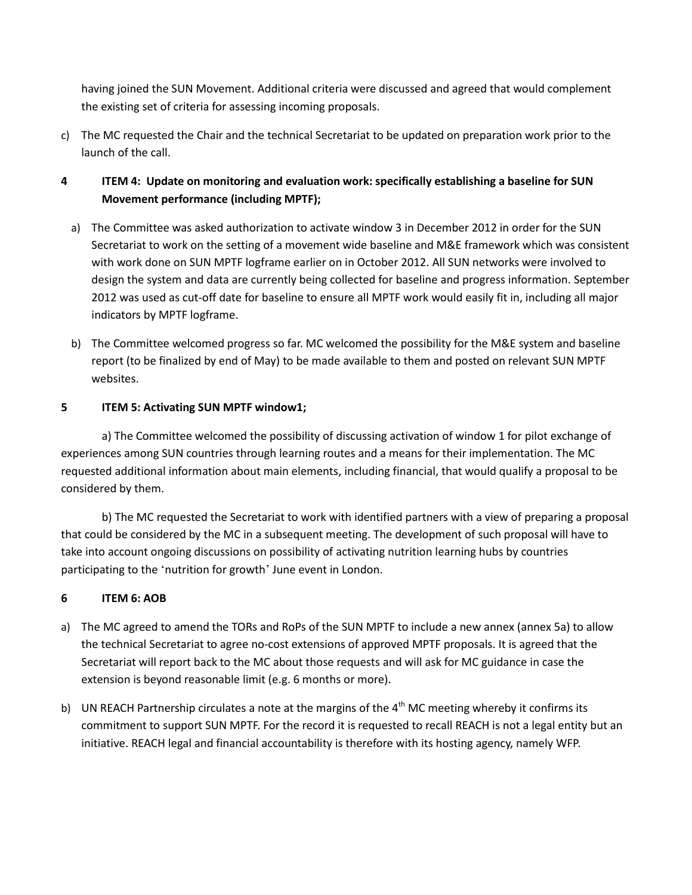having joined the SUN Movement. Additional criteria were discussed and agreed that would complement the existing set of criteria for assessing incoming proposals.

c) The MC requested the Chair and the technical Secretariat to be updated on preparation work prior to the launch of the call.

## 4 ITEM 4: Update on monitoring and evaluation work: specifically establishing a baseline for SUN Movement performance (including MPTF);

a) The Committee was asked authorization to activate window 3 in December 2012 in order for the SUN Secretariat to work on the setting of a movement wide baseline and M&E framework which was consistent with work done on SUN MPTF logframe earlier on in October 2012. All SUN networks were involved to design the system and data are currently being collected for baseline and progress information. September 2012 was used as cut-off date for baseline to ensure all MPTF work would easily fit in, including all major indicators by MPTF logframe.

b) The Committee welcomed progress so far. MC welcomed the possibility for the M&E system and baseline report (to be finalized by end of May) to be made available to them and posted on relevant SUN MPTF websites.

## 5 ITEM 5: Activating SUN MPTF window1;

a) The Committee welcomed the possibility of discussing activation of window 1 for pilot exchange of experiences among SUN countries through learning routes and a means for their implementation. The MC requested additional information about main elements, including financial, that would qualify a proposal to be considered by them.

b) The MC requested the Secretariat to work with identified partners with a view of preparing a proposal that could be considered by the MC in a subsequent meeting. The development of such proposal will have to take into account ongoing discussions on possibility of activating nutrition learning hubs by countries participating to the 'nutrition for growth' June event in London.

## 6 ITEM 6: AOB

a) The MC agreed to amend the TORs and RoPs of the SUN MPTF to include a new annex (annex 5a) to allow the technical Secretariat to agree no-cost extensions of approved MPTF proposals. It is agreed that the Secretariat will report back to the MC about those requests and will ask for MC guidance in case the extension is beyond reasonable limit (e.g. 6 months or more).

b) UN REACH Partnership circulates a note at the margins of the 4th MC meeting whereby it confirms its commitment to support SUN MPTF. For the record it is requested to recall REACH is not a legal entity but an initiative. REACH legal and financial accountability is therefore with its hosting agency, namely WFP.